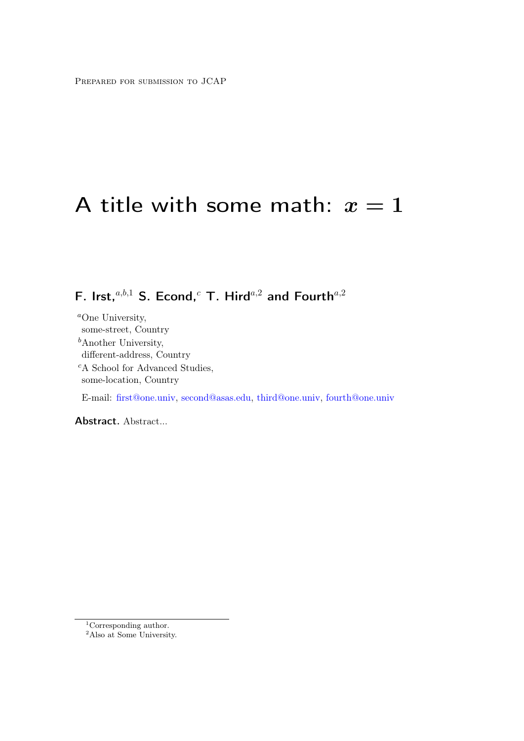Prepared for submission to JCAP

# A title with some math: $x = 1$

**F. Irst,**[a,b,1] **S. Econd,**[c] **T. Hird**[a,2] **and Fourth**[a,2]

[a]One University,
some-street, Country

[b]Another University,
different-address, Country

[c]A School for Advanced Studies,
some-location, Country

E-mail: first@one.univ, second@asas.edu, third@one.univ, fourth@one.univ

**Abstract.** Abstract...

---

[1]Corresponding author.

[2]Also at Some University.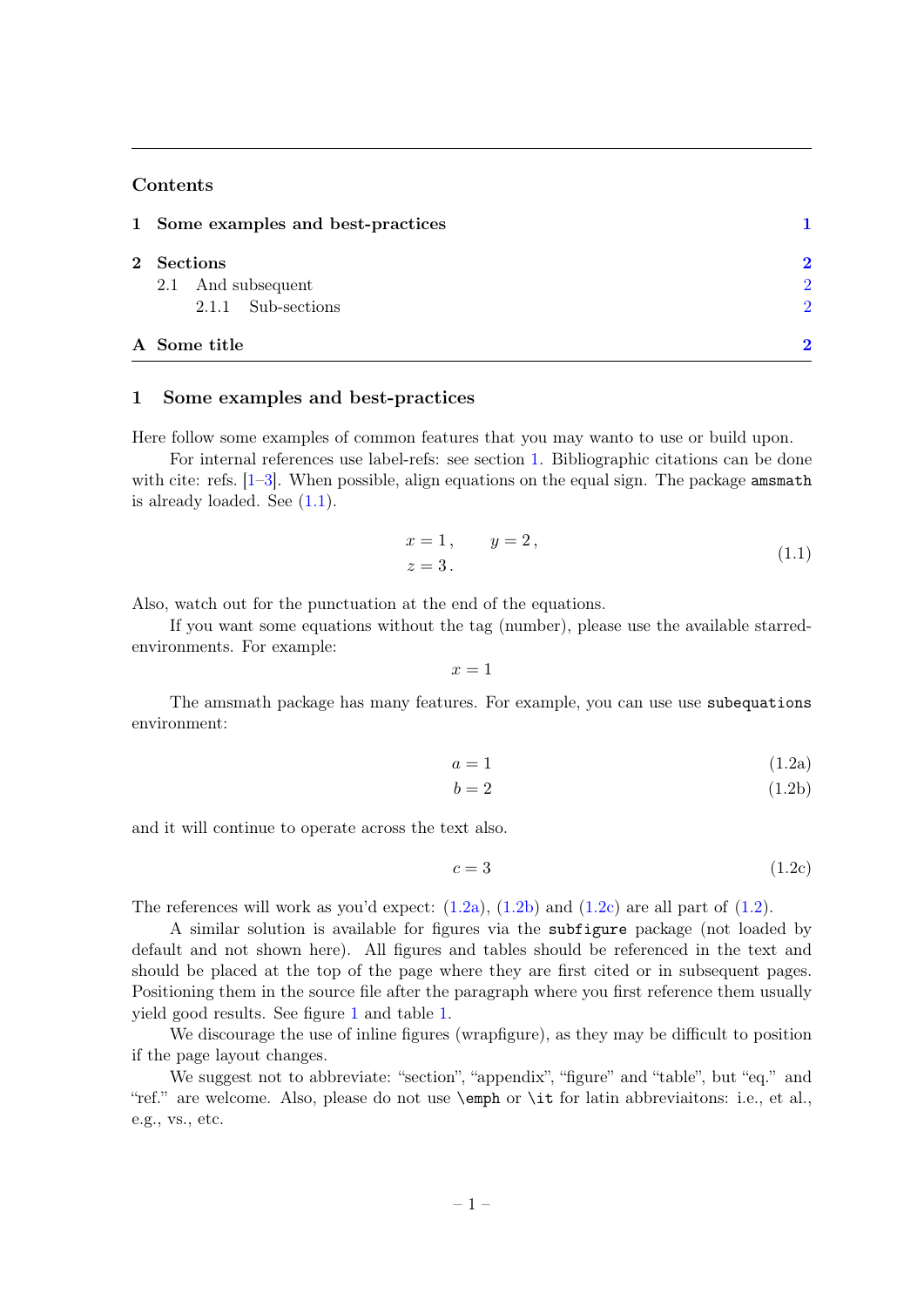## Contents

| | | |
|---|---|---|
| **1** | **Some examples and best-practices** | **1** |
| **2** | **Sections** | **2** |
| 2.1 | And subsequent | 2 |
| 2.1.1 | Sub-sections | 2 |
| **A** | **Some title** | **2** |

## 1 Some examples and best-practices

Here follow some examples of common features that you may wanto to use or build upon.

For internal references use label-refs: see section 1. Bibliographic citations can be done with cite: refs. [1–3]. When possible, align equations on the equal sign. The package `amsmath` is already loaded. See (1.1).

$$\begin{aligned} x &= 1\,, \qquad y = 2\,, \\ z &= 3\,. \end{aligned} \tag{1.1}$$

Also, watch out for the punctuation at the end of the equations.

If you want some equations without the tag (number), please use the available starred-environments. For example:

$$x = 1$$

The amsmath package has many features. For example, you can use use `subequations` environment:

$$a = 1 \tag{1.2a}$$

$$b = 2 \tag{1.2b}$$

and it will continue to operate across the text also.

$$c = 3 \tag{1.2c}$$

The references will work as you'd expect: (1.2a), (1.2b) and (1.2c) are all part of (1.2).

A similar solution is available for figures via the `subfigure` package (not loaded by default and not shown here). All figures and tables should be referenced in the text and should be placed at the top of the page where they are first cited or in subsequent pages. Positioning them in the source file after the paragraph where you first reference them usually yield good results. See figure 1 and table 1.

We discourage the use of inline figures (wrapfigure), as they may be difficult to position if the page layout changes.

We suggest not to abbreviate: "section", "appendix", "figure" and "table", but "eq." and "ref." are welcome. Also, please do not use `\emph` or `\it` for latin abbreviaitons: i.e., et al., e.g., vs., etc.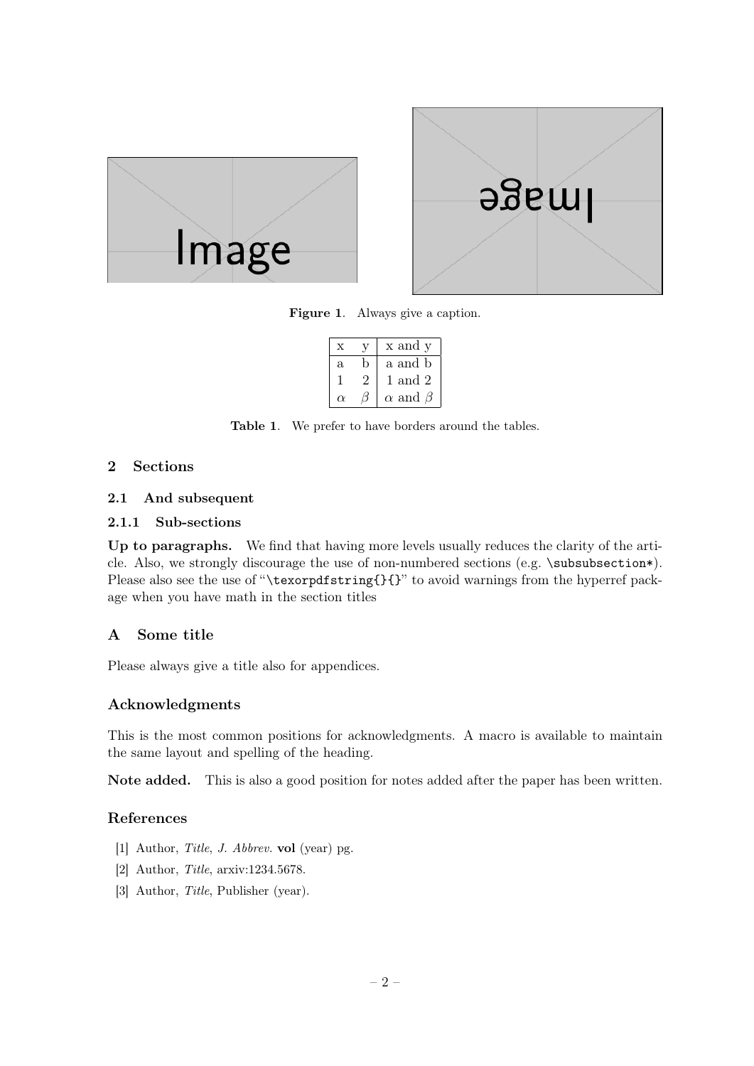**Figure 1**. Always give a caption.

| x | y | x and y |
|---|---|---|
| a | b | a and b |
| 1 | 2 | 1 and 2 |
| $\alpha$ | $\beta$ | $\alpha$ and $\beta$ |

**Table 1**. We prefer to have borders around the tables.

## 2 Sections

### 2.1 And subsequent

#### 2.1.1 Sub-sections

**Up to paragraphs.** We find that having more levels usually reduces the clarity of the article. Also, we strongly discourage the use of non-numbered sections (e.g. `\subsubsection*`). Please also see the use of "`\texorpdfstring{}{}`" to avoid warnings from the hyperref package when you have math in the section titles

## A Some title

Please always give a title also for appendices.

## Acknowledgments

This is the most common positions for acknowledgments. A macro is available to maintain the same layout and spelling of the heading.

**Note added.** This is also a good position for notes added after the paper has been written.

## References

[1] Author, *Title*, *J. Abbrev.* **vol** (year) pg.

[2] Author, *Title*, arxiv:1234.5678.

[3] Author, *Title*, Publisher (year).